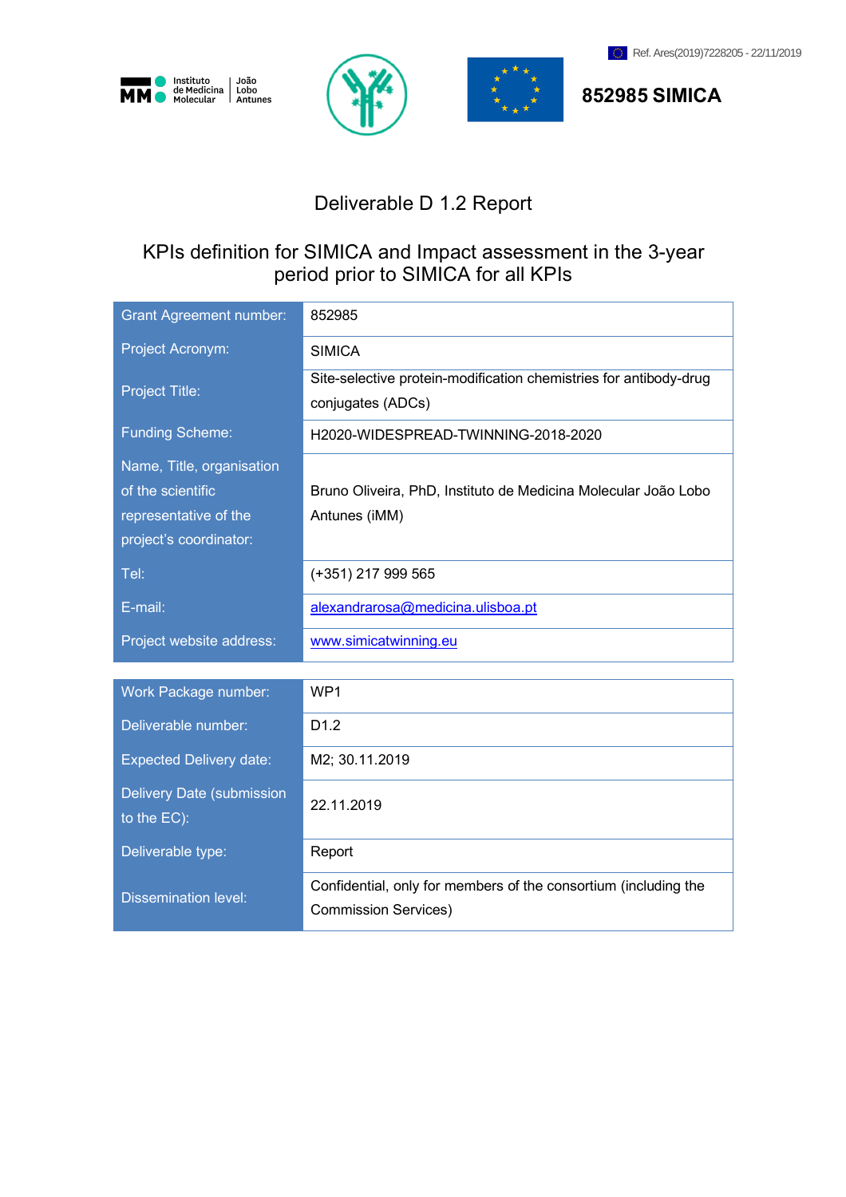Ref. Ares(2019)7228205 - 22/11/2019

**852985 SIMICA**

# Deliverable D 1.2 Report

## KPIs definition for SIMICA and Impact assessment in the 3-year period prior to SIMICA for all KPIs

| | |
|---|---|
| Grant Agreement number: | 852985 |
| Project Acronym: | SIMICA |
| Project Title: | Site-selective protein-modification chemistries for antibody-drug conjugates (ADCs) |
| Funding Scheme: | H2020-WIDESPREAD-TWINNING-2018-2020 |
| Name, Title, organisation of the scientific representative of the project's coordinator: | Bruno Oliveira, PhD, Instituto de Medicina Molecular João Lobo Antunes (iMM) |
| Tel: | (+351) 217 999 565 |
| E-mail: | alexandrarosa@medicina.ulisboa.pt |
| Project website address: | www.simicatwinning.eu |

| | |
|---|---|
| Work Package number: | WP1 |
| Deliverable number: | D1.2 |
| Expected Delivery date: | M2; 30.11.2019 |
| Delivery Date (submission to the EC): | 22.11.2019 |
| Deliverable type: | Report |
| Dissemination level: | Confidential, only for members of the consortium (including the Commission Services) |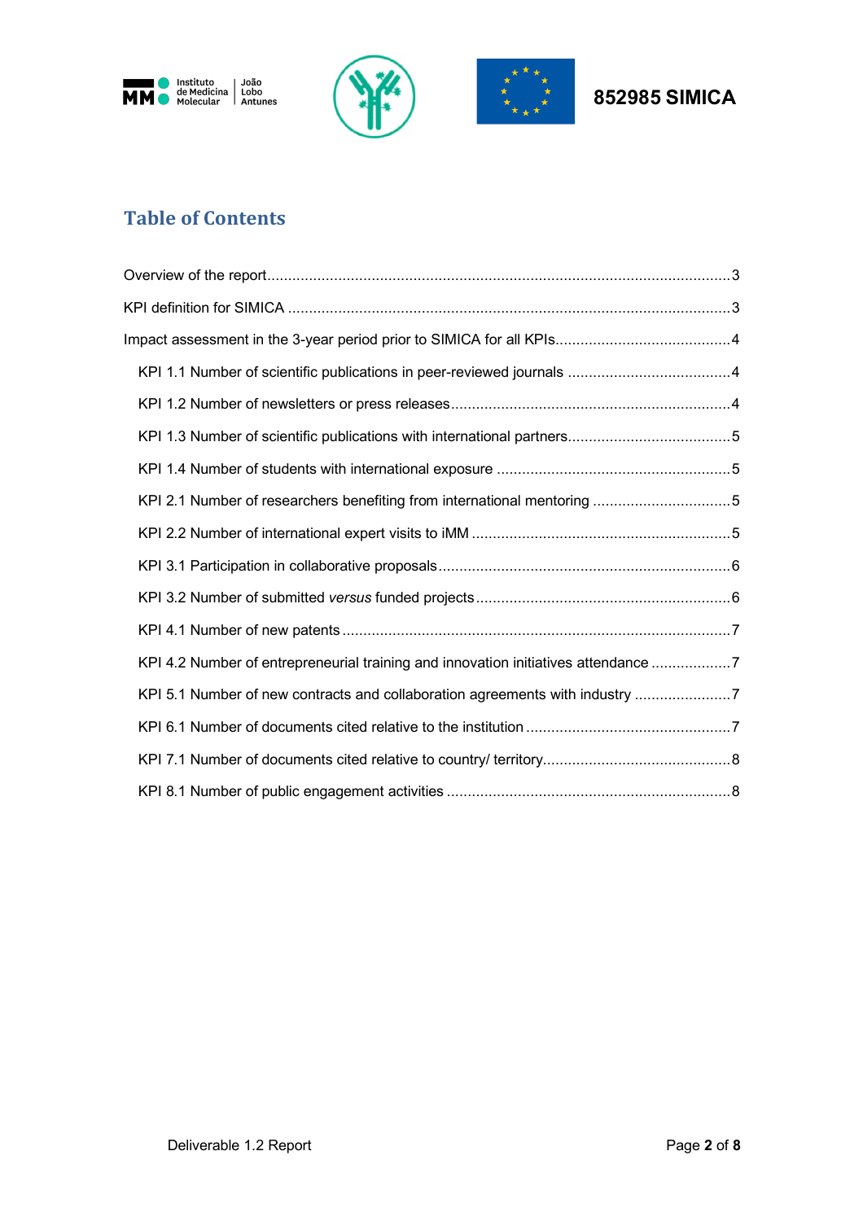## Table of Contents

Overview of the report .......... 3

KPI definition for SIMICA .......... 3

Impact assessment in the 3-year period prior to SIMICA for all KPIs .......... 4

- KPI 1.1 Number of scientific publications in peer-reviewed journals .......... 4
- KPI 1.2 Number of newsletters or press releases .......... 4
- KPI 1.3 Number of scientific publications with international partners .......... 5
- KPI 1.4 Number of students with international exposure .......... 5
- KPI 2.1 Number of researchers benefiting from international mentoring .......... 5
- KPI 2.2 Number of international expert visits to iMM .......... 5
- KPI 3.1 Participation in collaborative proposals .......... 6
- KPI 3.2 Number of submitted *versus* funded projects .......... 6
- KPI 4.1 Number of new patents .......... 7
- KPI 4.2 Number of entrepreneurial training and innovation initiatives attendance .......... 7
- KPI 5.1 Number of new contracts and collaboration agreements with industry .......... 7
- KPI 6.1 Number of documents cited relative to the institution .......... 7
- KPI 7.1 Number of documents cited relative to country/ territory .......... 8
- KPI 8.1 Number of public engagement activities .......... 8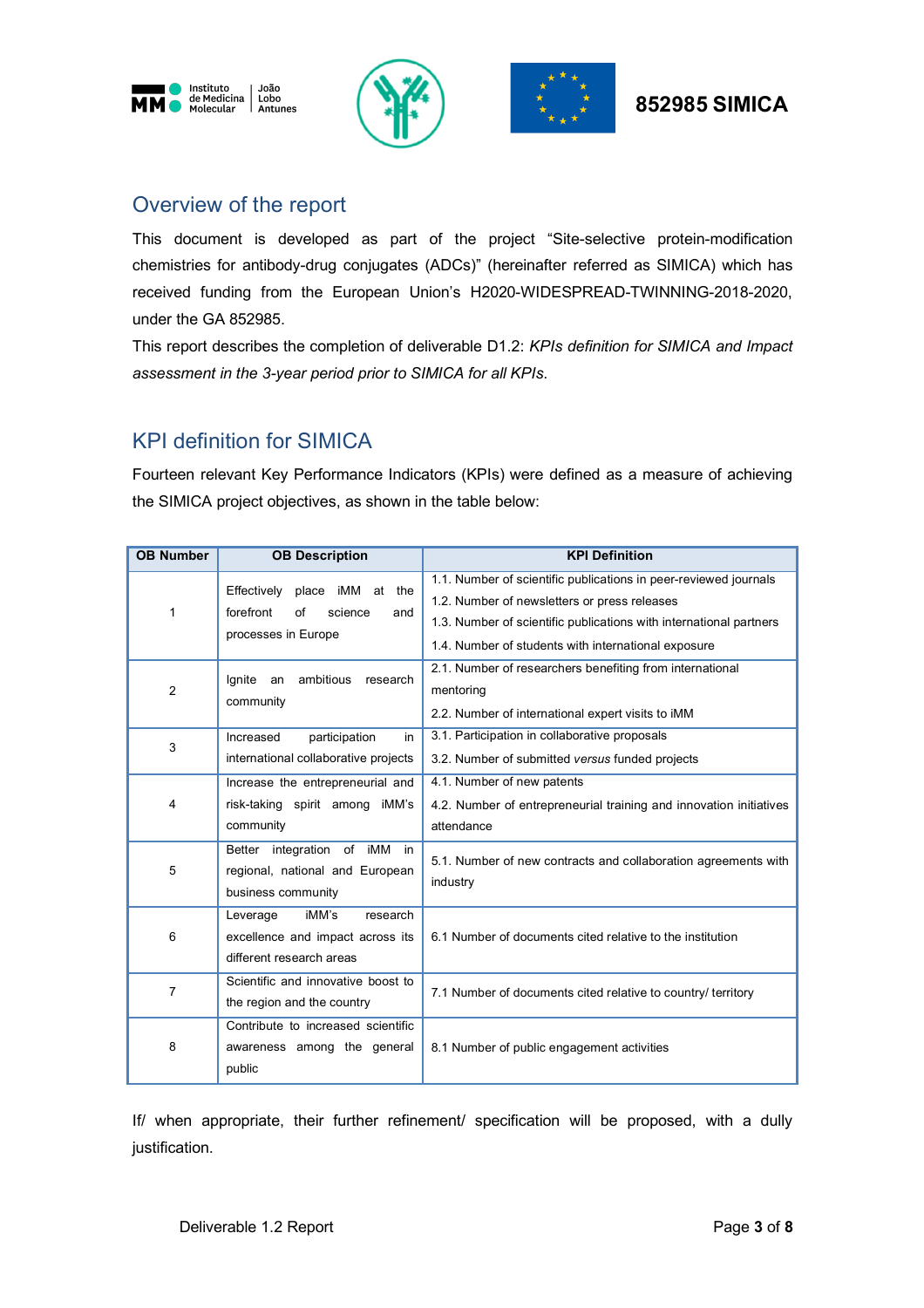## Overview of the report

This document is developed as part of the project "Site-selective protein-modification chemistries for antibody-drug conjugates (ADCs)" (hereinafter referred as SIMICA) which has received funding from the European Union's H2020-WIDESPREAD-TWINNING-2018-2020, under the GA 852985.

This report describes the completion of deliverable D1.2: *KPIs definition for SIMICA and Impact assessment in the 3-year period prior to SIMICA for all KPIs*.

## KPI definition for SIMICA

Fourteen relevant Key Performance Indicators (KPIs) were defined as a measure of achieving the SIMICA project objectives, as shown in the table below:

| OB Number | OB Description | KPI Definition |
|---|---|---|
| 1 | Effectively place iMM at the forefront of science and processes in Europe | 1.1. Number of scientific publications in peer-reviewed journals<br>1.2. Number of newsletters or press releases<br>1.3. Number of scientific publications with international partners<br>1.4. Number of students with international exposure |
| 2 | Ignite an ambitious research community | 2.1. Number of researchers benefiting from international mentoring<br>2.2. Number of international expert visits to iMM |
| 3 | Increased participation in international collaborative projects | 3.1. Participation in collaborative proposals<br>3.2. Number of submitted *versus* funded projects |
| 4 | Increase the entrepreneurial and risk-taking spirit among iMM's community | 4.1. Number of new patents<br>4.2. Number of entrepreneurial training and innovation initiatives attendance |
| 5 | Better integration of iMM in regional, national and European business community | 5.1. Number of new contracts and collaboration agreements with industry |
| 6 | Leverage iMM's research excellence and impact across its different research areas | 6.1 Number of documents cited relative to the institution |
| 7 | Scientific and innovative boost to the region and the country | 7.1 Number of documents cited relative to country/ territory |
| 8 | Contribute to increased scientific awareness among the general public | 8.1 Number of public engagement activities |

If/ when appropriate, their further refinement/ specification will be proposed, with a dully justification.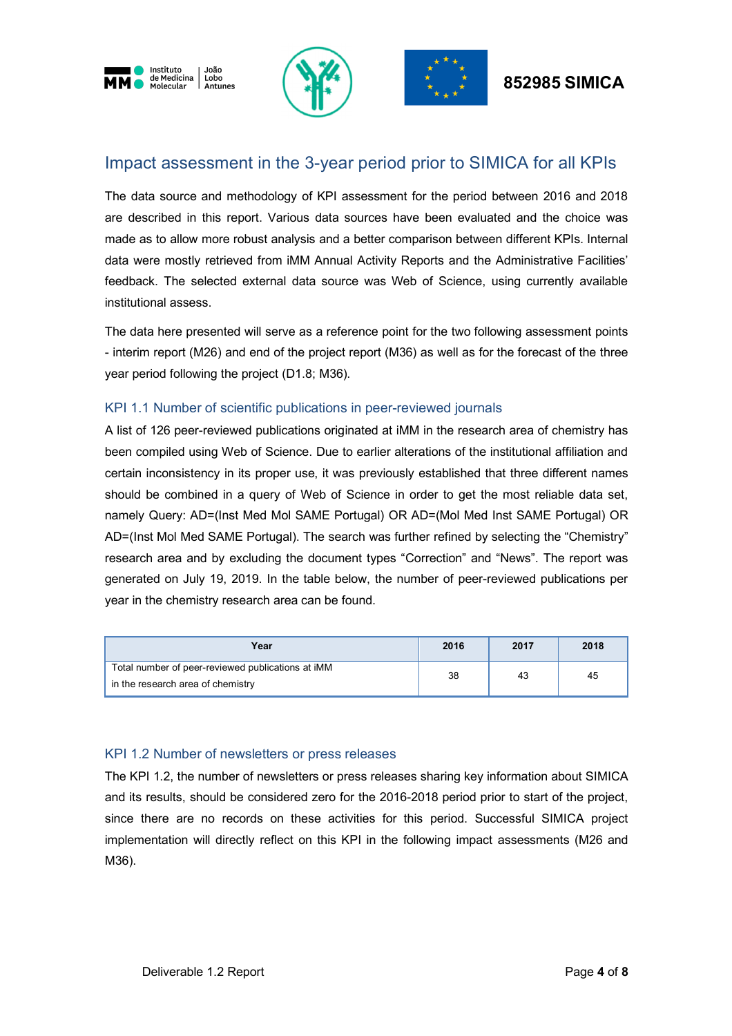## Impact assessment in the 3-year period prior to SIMICA for all KPIs

The data source and methodology of KPI assessment for the period between 2016 and 2018 are described in this report. Various data sources have been evaluated and the choice was made as to allow more robust analysis and a better comparison between different KPIs. Internal data were mostly retrieved from iMM Annual Activity Reports and the Administrative Facilities' feedback. The selected external data source was Web of Science, using currently available institutional assess.

The data here presented will serve as a reference point for the two following assessment points - interim report (M26) and end of the project report (M36) as well as for the forecast of the three year period following the project (D1.8; M36).

### KPI 1.1 Number of scientific publications in peer-reviewed journals

A list of 126 peer-reviewed publications originated at iMM in the research area of chemistry has been compiled using Web of Science. Due to earlier alterations of the institutional affiliation and certain inconsistency in its proper use, it was previously established that three different names should be combined in a query of Web of Science in order to get the most reliable data set, namely Query: AD=(Inst Med Mol SAME Portugal) OR AD=(Mol Med Inst SAME Portugal) OR AD=(Inst Mol Med SAME Portugal). The search was further refined by selecting the "Chemistry" research area and by excluding the document types "Correction" and "News". The report was generated on July 19, 2019. In the table below, the number of peer-reviewed publications per year in the chemistry research area can be found.

| Year | 2016 | 2017 | 2018 |
|---|---|---|---|
| Total number of peer-reviewed publications at iMM in the research area of chemistry | 38 | 43 | 45 |

### KPI 1.2 Number of newsletters or press releases

The KPI 1.2, the number of newsletters or press releases sharing key information about SIMICA and its results, should be considered zero for the 2016-2018 period prior to start of the project, since there are no records on these activities for this period. Successful SIMICA project implementation will directly reflect on this KPI in the following impact assessments (M26 and M36).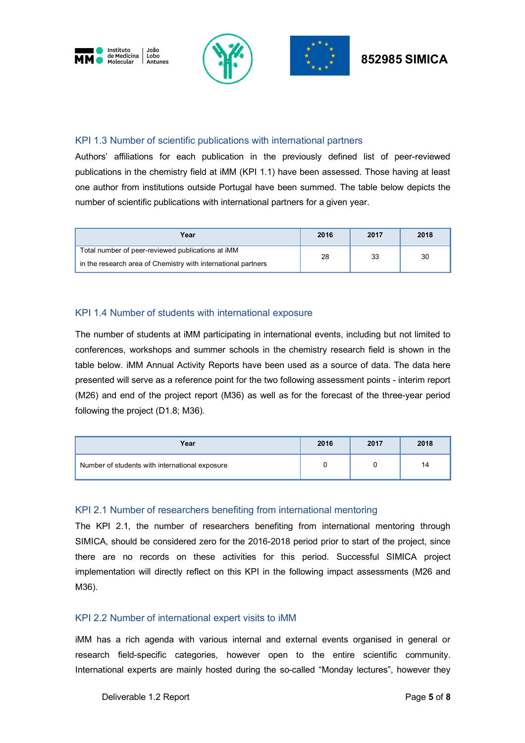### KPI 1.3 Number of scientific publications with international partners

Authors' affiliations for each publication in the previously defined list of peer-reviewed publications in the chemistry field at iMM (KPI 1.1) have been assessed. Those having at least one author from institutions outside Portugal have been summed. The table below depicts the number of scientific publications with international partners for a given year.

| Year | 2016 | 2017 | 2018 |
|---|---|---|---|
| Total number of peer-reviewed publications at iMM in the research area of Chemistry with international partners | 28 | 33 | 30 |

### KPI 1.4 Number of students with international exposure

The number of students at iMM participating in international events, including but not limited to conferences, workshops and summer schools in the chemistry research field is shown in the table below. iMM Annual Activity Reports have been used as a source of data. The data here presented will serve as a reference point for the two following assessment points - interim report (M26) and end of the project report (M36) as well as for the forecast of the three-year period following the project (D1.8; M36).

| Year | 2016 | 2017 | 2018 |
|---|---|---|---|
| Number of students with international exposure | 0 | 0 | 14 |

### KPI 2.1 Number of researchers benefiting from international mentoring

The KPI 2.1, the number of researchers benefiting from international mentoring through SIMICA, should be considered zero for the 2016-2018 period prior to start of the project, since there are no records on these activities for this period. Successful SIMICA project implementation will directly reflect on this KPI in the following impact assessments (M26 and M36).

### KPI 2.2 Number of international expert visits to iMM

iMM has a rich agenda with various internal and external events organised in general or research field-specific categories, however open to the entire scientific community. International experts are mainly hosted during the so-called "Monday lectures", however they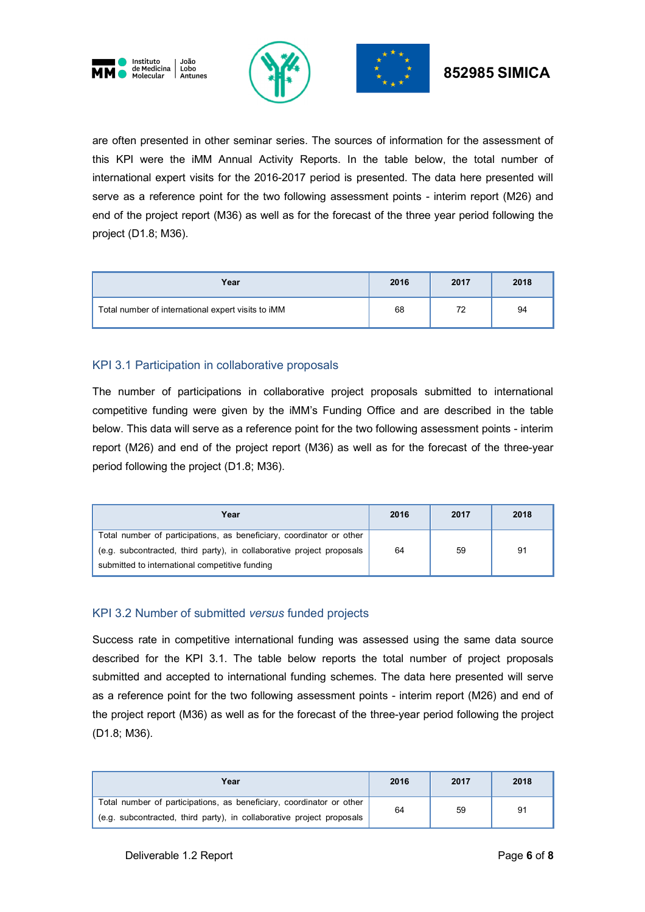are often presented in other seminar series. The sources of information for the assessment of this KPI were the iMM Annual Activity Reports. In the table below, the total number of international expert visits for the 2016-2017 period is presented. The data here presented will serve as a reference point for the two following assessment points - interim report (M26) and end of the project report (M36) as well as for the forecast of the three year period following the project (D1.8; M36).

| Year | 2016 | 2017 | 2018 |
|---|---|---|---|
| Total number of international expert visits to iMM | 68 | 72 | 94 |

### KPI 3.1 Participation in collaborative proposals

The number of participations in collaborative project proposals submitted to international competitive funding were given by the iMM's Funding Office and are described in the table below. This data will serve as a reference point for the two following assessment points - interim report (M26) and end of the project report (M36) as well as for the forecast of the three-year period following the project (D1.8; M36).

| Year | 2016 | 2017 | 2018 |
|---|---|---|---|
| Total number of participations, as beneficiary, coordinator or other (e.g. subcontracted, third party), in collaborative project proposals submitted to international competitive funding | 64 | 59 | 91 |

### KPI 3.2 Number of submitted *versus* funded projects

Success rate in competitive international funding was assessed using the same data source described for the KPI 3.1. The table below reports the total number of project proposals submitted and accepted to international funding schemes. The data here presented will serve as a reference point for the two following assessment points - interim report (M26) and end of the project report (M36) as well as for the forecast of the three-year period following the project (D1.8; M36).

| Year | 2016 | 2017 | 2018 |
|---|---|---|---|
| Total number of participations, as beneficiary, coordinator or other (e.g. subcontracted, third party), in collaborative project proposals | 64 | 59 | 91 |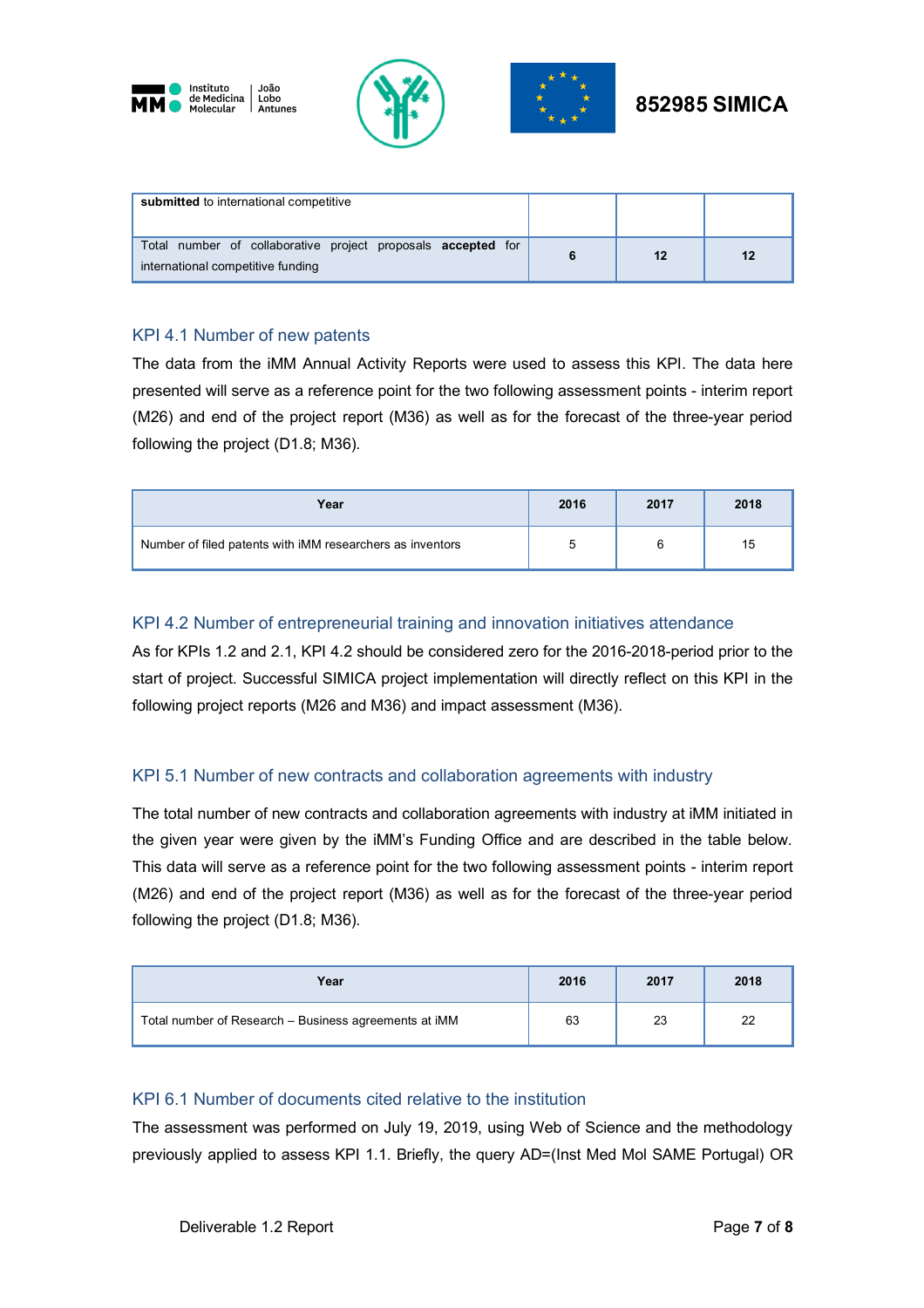| **submitted** to international competitive | | | |
|---|---|---|---|
| Total number of collaborative project proposals **accepted** for international competitive funding | **6** | **12** | **12** |

### KPI 4.1 Number of new patents

The data from the iMM Annual Activity Reports were used to assess this KPI. The data here presented will serve as a reference point for the two following assessment points - interim report (M26) and end of the project report (M36) as well as for the forecast of the three-year period following the project (D1.8; M36).

| Year | 2016 | 2017 | 2018 |
|---|---|---|---|
| Number of filed patents with iMM researchers as inventors | 5 | 6 | 15 |

### KPI 4.2 Number of entrepreneurial training and innovation initiatives attendance

As for KPIs 1.2 and 2.1, KPI 4.2 should be considered zero for the 2016-2018-period prior to the start of project. Successful SIMICA project implementation will directly reflect on this KPI in the following project reports (M26 and M36) and impact assessment (M36).

### KPI 5.1 Number of new contracts and collaboration agreements with industry

The total number of new contracts and collaboration agreements with industry at iMM initiated in the given year were given by the iMM's Funding Office and are described in the table below. This data will serve as a reference point for the two following assessment points - interim report (M26) and end of the project report (M36) as well as for the forecast of the three-year period following the project (D1.8; M36).

| Year | 2016 | 2017 | 2018 |
|---|---|---|---|
| Total number of Research – Business agreements at iMM | 63 | 23 | 22 |

### KPI 6.1 Number of documents cited relative to the institution

The assessment was performed on July 19, 2019, using Web of Science and the methodology previously applied to assess KPI 1.1. Briefly, the query AD=(Inst Med Mol SAME Portugal) OR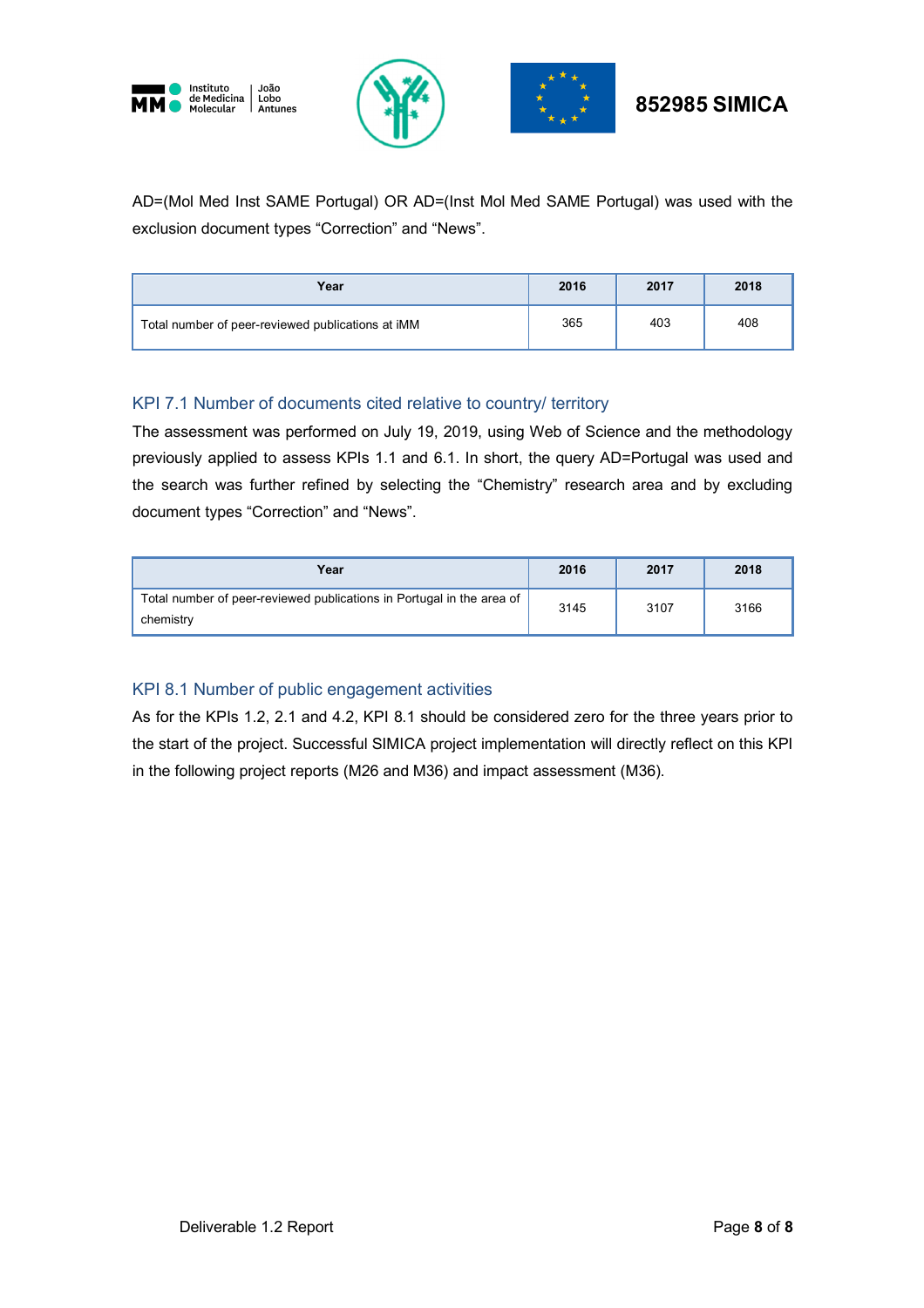AD=(Mol Med Inst SAME Portugal) OR AD=(Inst Mol Med SAME Portugal) was used with the exclusion document types "Correction" and "News".

| Year | 2016 | 2017 | 2018 |
|---|---|---|---|
| Total number of peer-reviewed publications at iMM | 365 | 403 | 408 |

### KPI 7.1 Number of documents cited relative to country/ territory

The assessment was performed on July 19, 2019, using Web of Science and the methodology previously applied to assess KPIs 1.1 and 6.1. In short, the query AD=Portugal was used and the search was further refined by selecting the "Chemistry" research area and by excluding document types "Correction" and "News".

| Year | 2016 | 2017 | 2018 |
|---|---|---|---|
| Total number of peer-reviewed publications in Portugal in the area of chemistry | 3145 | 3107 | 3166 |

### KPI 8.1 Number of public engagement activities

As for the KPIs 1.2, 2.1 and 4.2, KPI 8.1 should be considered zero for the three years prior to the start of the project. Successful SIMICA project implementation will directly reflect on this KPI in the following project reports (M26 and M36) and impact assessment (M36).